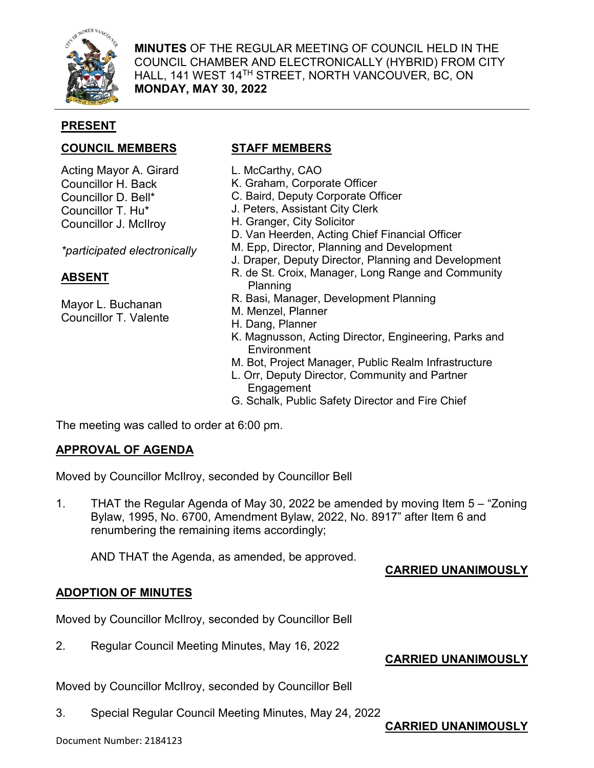**MINUTES** OF THE REGULAR MEETING OF COUNCIL HELD IN THE COUNCIL CHAMBER AND ELECTRONICALLY (HYBRID) FROM CITY HALL, 141 WEST 14TH STREET, NORTH VANCOUVER, BC, ON **MONDAY, MAY 30, 2022**

## PRESENT

### COUNCIL MEMBERS

Acting Mayor A. Girard
Councillor H. Back
Councillor D. Bell*
Councillor T. Hu*
Councillor J. McIlroy

*\*participated electronically*

### ABSENT

Mayor L. Buchanan
Councillor T. Valente

### STAFF MEMBERS

L. McCarthy, CAO
K. Graham, Corporate Officer
C. Baird, Deputy Corporate Officer
J. Peters, Assistant City Clerk
H. Granger, City Solicitor
D. Van Heerden, Acting Chief Financial Officer
M. Epp, Director, Planning and Development
J. Draper, Deputy Director, Planning and Development
R. de St. Croix, Manager, Long Range and Community Planning
R. Basi, Manager, Development Planning
M. Menzel, Planner
H. Dang, Planner
K. Magnusson, Acting Director, Engineering, Parks and Environment
M. Bot, Project Manager, Public Realm Infrastructure
L. Orr, Deputy Director, Community and Partner Engagement
G. Schalk, Public Safety Director and Fire Chief

The meeting was called to order at 6:00 pm.

## APPROVAL OF AGENDA

Moved by Councillor McIlroy, seconded by Councillor Bell

1. THAT the Regular Agenda of May 30, 2022 be amended by moving Item 5 – "Zoning Bylaw, 1995, No. 6700, Amendment Bylaw, 2022, No. 8917" after Item 6 and renumbering the remaining items accordingly;

   AND THAT the Agenda, as amended, be approved.

**CARRIED UNANIMOUSLY**

## ADOPTION OF MINUTES

Moved by Councillor McIlroy, seconded by Councillor Bell

2. Regular Council Meeting Minutes, May 16, 2022

**CARRIED UNANIMOUSLY**

Moved by Councillor McIlroy, seconded by Councillor Bell

3. Special Regular Council Meeting Minutes, May 24, 2022

**CARRIED UNANIMOUSLY**

Document Number: 2184123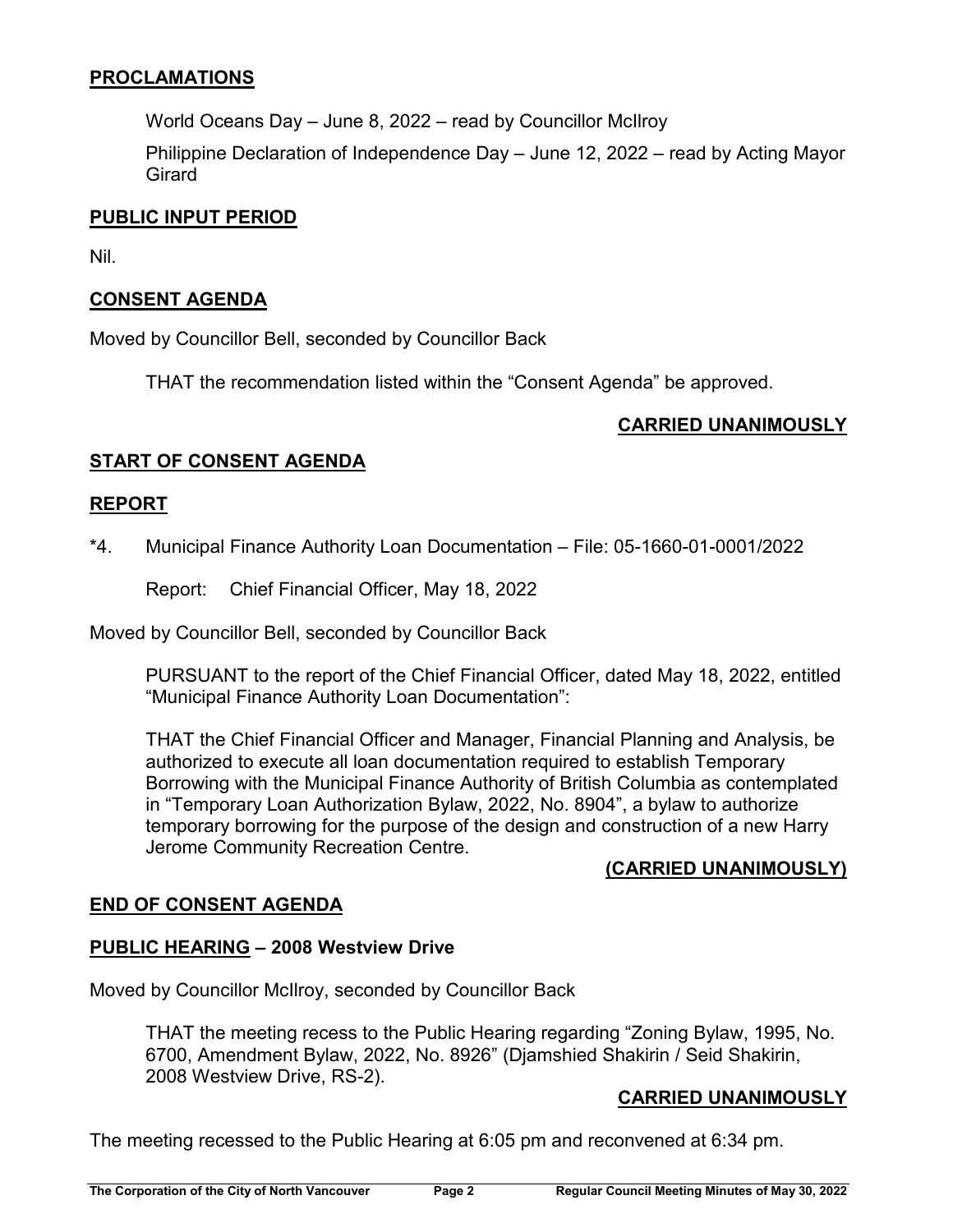## PROCLAMATIONS

World Oceans Day – June 8, 2022 – read by Councillor McIlroy

Philippine Declaration of Independence Day – June 12, 2022 – read by Acting Mayor Girard

## PUBLIC INPUT PERIOD

Nil.

## CONSENT AGENDA

Moved by Councillor Bell, seconded by Councillor Back

THAT the recommendation listed within the "Consent Agenda" be approved.

**CARRIED UNANIMOUSLY**

## START OF CONSENT AGENDA

## REPORT

*4. Municipal Finance Authority Loan Documentation – File: 05-1660-01-0001/2022

Report: Chief Financial Officer, May 18, 2022

Moved by Councillor Bell, seconded by Councillor Back

PURSUANT to the report of the Chief Financial Officer, dated May 18, 2022, entitled "Municipal Finance Authority Loan Documentation":

THAT the Chief Financial Officer and Manager, Financial Planning and Analysis, be authorized to execute all loan documentation required to establish Temporary Borrowing with the Municipal Finance Authority of British Columbia as contemplated in "Temporary Loan Authorization Bylaw, 2022, No. 8904", a bylaw to authorize temporary borrowing for the purpose of the design and construction of a new Harry Jerome Community Recreation Centre.

**(CARRIED UNANIMOUSLY)**

## END OF CONSENT AGENDA

## PUBLIC HEARING – 2008 Westview Drive

Moved by Councillor McIlroy, seconded by Councillor Back

THAT the meeting recess to the Public Hearing regarding "Zoning Bylaw, 1995, No. 6700, Amendment Bylaw, 2022, No. 8926" (Djamshied Shakirin / Seid Shakirin, 2008 Westview Drive, RS-2).

**CARRIED UNANIMOUSLY**

The meeting recessed to the Public Hearing at 6:05 pm and reconvened at 6:34 pm.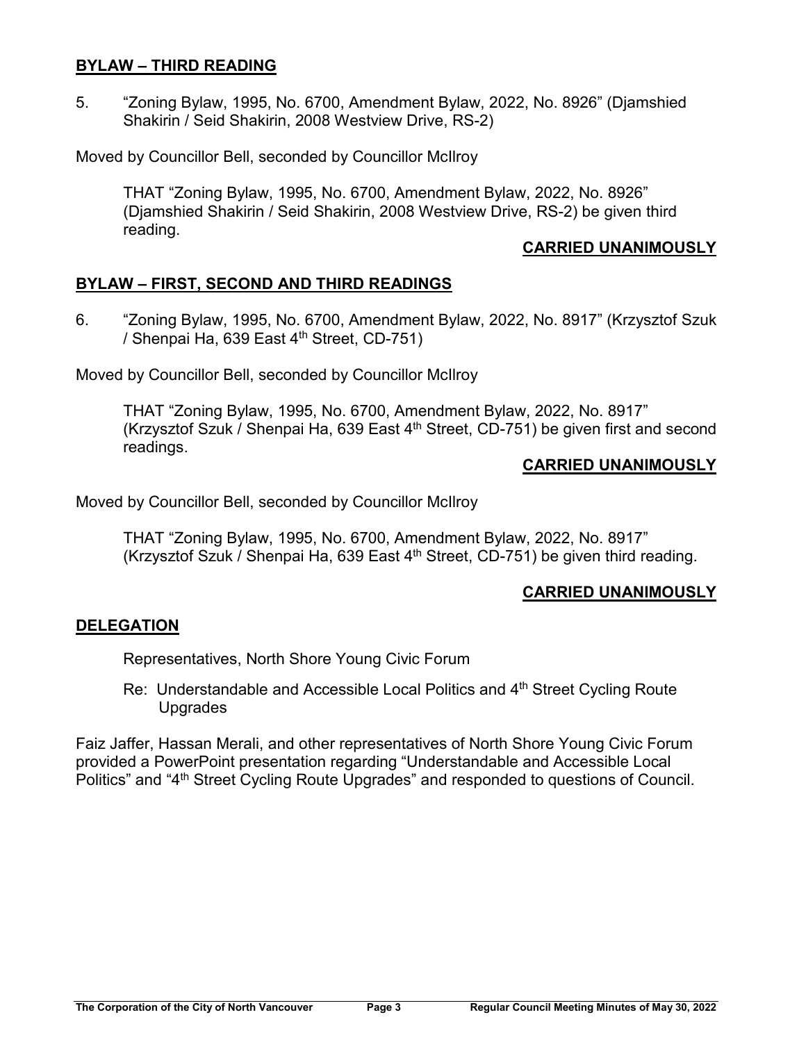## **BYLAW – THIRD READING**

5. “Zoning Bylaw, 1995, No. 6700, Amendment Bylaw, 2022, No. 8926” (Djamshied Shakirin / Seid Shakirin, 2008 Westview Drive, RS-2)

Moved by Councillor Bell, seconded by Councillor McIlroy

> THAT “Zoning Bylaw, 1995, No. 6700, Amendment Bylaw, 2022, No. 8926” (Djamshied Shakirin / Seid Shakirin, 2008 Westview Drive, RS-2) be given third reading.

**CARRIED UNANIMOUSLY**

## **BYLAW – FIRST, SECOND AND THIRD READINGS**

6. “Zoning Bylaw, 1995, No. 6700, Amendment Bylaw, 2022, No. 8917” (Krzysztof Szuk / Shenpai Ha, 639 East 4th Street, CD-751)

Moved by Councillor Bell, seconded by Councillor McIlroy

> THAT “Zoning Bylaw, 1995, No. 6700, Amendment Bylaw, 2022, No. 8917” (Krzysztof Szuk / Shenpai Ha, 639 East 4th Street, CD-751) be given first and second readings.

**CARRIED UNANIMOUSLY**

Moved by Councillor Bell, seconded by Councillor McIlroy

> THAT “Zoning Bylaw, 1995, No. 6700, Amendment Bylaw, 2022, No. 8917” (Krzysztof Szuk / Shenpai Ha, 639 East 4th Street, CD-751) be given third reading.

**CARRIED UNANIMOUSLY**

## **DELEGATION**

Representatives, North Shore Young Civic Forum

Re: Understandable and Accessible Local Politics and 4th Street Cycling Route Upgrades

Faiz Jaffer, Hassan Merali, and other representatives of North Shore Young Civic Forum provided a PowerPoint presentation regarding “Understandable and Accessible Local Politics” and “4th Street Cycling Route Upgrades” and responded to questions of Council.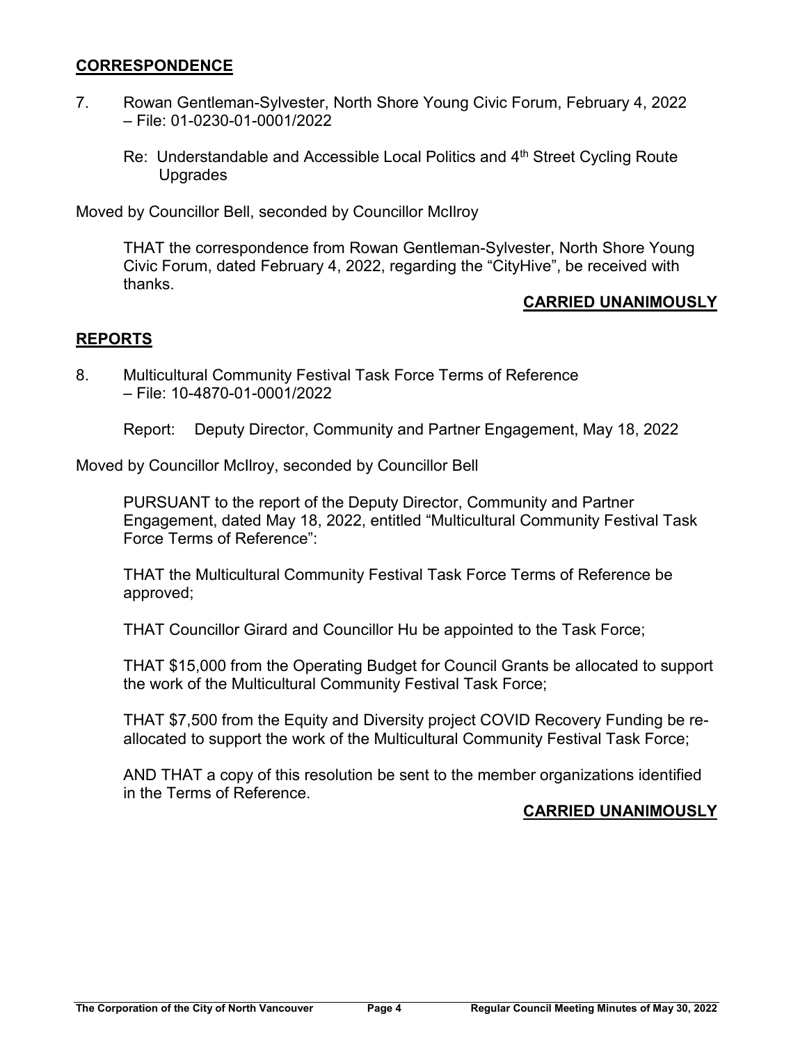## CORRESPONDENCE

7. Rowan Gentleman-Sylvester, North Shore Young Civic Forum, February 4, 2022 – File: 01-0230-01-0001/2022

   Re: Understandable and Accessible Local Politics and 4th Street Cycling Route Upgrades

Moved by Councillor Bell, seconded by Councillor McIlroy

THAT the correspondence from Rowan Gentleman-Sylvester, North Shore Young Civic Forum, dated February 4, 2022, regarding the "CityHive", be received with thanks.

**CARRIED UNANIMOUSLY**

## REPORTS

8. Multicultural Community Festival Task Force Terms of Reference – File: 10-4870-01-0001/2022

   Report: Deputy Director, Community and Partner Engagement, May 18, 2022

Moved by Councillor McIlroy, seconded by Councillor Bell

PURSUANT to the report of the Deputy Director, Community and Partner Engagement, dated May 18, 2022, entitled "Multicultural Community Festival Task Force Terms of Reference":

THAT the Multicultural Community Festival Task Force Terms of Reference be approved;

THAT Councillor Girard and Councillor Hu be appointed to the Task Force;

THAT $15,000 from the Operating Budget for Council Grants be allocated to support the work of the Multicultural Community Festival Task Force;

THAT $7,500 from the Equity and Diversity project COVID Recovery Funding be re-allocated to support the work of the Multicultural Community Festival Task Force;

AND THAT a copy of this resolution be sent to the member organizations identified in the Terms of Reference.

**CARRIED UNANIMOUSLY**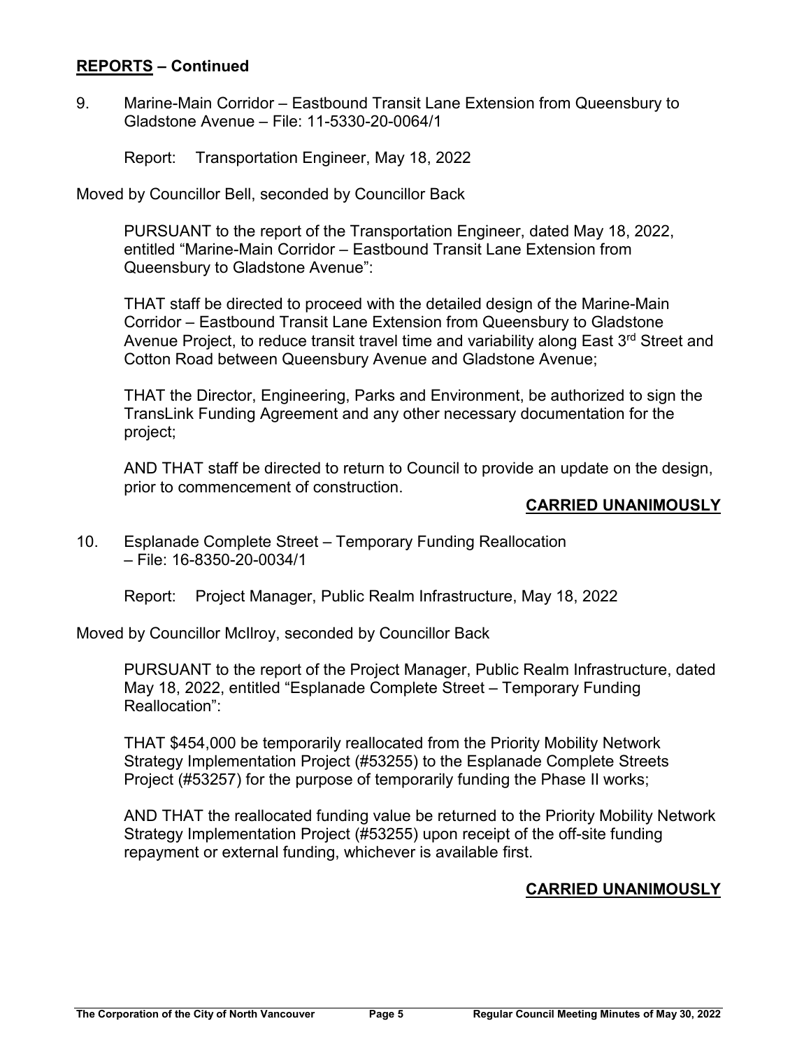**<u>REPORTS</u> – Continued**

9. Marine-Main Corridor – Eastbound Transit Lane Extension from Queensbury to Gladstone Avenue – File: 11-5330-20-0064/1

   Report: Transportation Engineer, May 18, 2022

Moved by Councillor Bell, seconded by Councillor Back

> PURSUANT to the report of the Transportation Engineer, dated May 18, 2022, entitled "Marine-Main Corridor – Eastbound Transit Lane Extension from Queensbury to Gladstone Avenue":
>
> THAT staff be directed to proceed with the detailed design of the Marine-Main Corridor – Eastbound Transit Lane Extension from Queensbury to Gladstone Avenue Project, to reduce transit travel time and variability along East 3rd Street and Cotton Road between Queensbury Avenue and Gladstone Avenue;
>
> THAT the Director, Engineering, Parks and Environment, be authorized to sign the TransLink Funding Agreement and any other necessary documentation for the project;
>
> AND THAT staff be directed to return to Council to provide an update on the design, prior to commencement of construction.

**<u>CARRIED UNANIMOUSLY</u>**

10. Esplanade Complete Street – Temporary Funding Reallocation – File: 16-8350-20-0034/1

   Report: Project Manager, Public Realm Infrastructure, May 18, 2022

Moved by Councillor McIlroy, seconded by Councillor Back

> PURSUANT to the report of the Project Manager, Public Realm Infrastructure, dated May 18, 2022, entitled "Esplanade Complete Street – Temporary Funding Reallocation":
>
> THAT $454,000 be temporarily reallocated from the Priority Mobility Network Strategy Implementation Project (#53255) to the Esplanade Complete Streets Project (#53257) for the purpose of temporarily funding the Phase II works;
>
> AND THAT the reallocated funding value be returned to the Priority Mobility Network Strategy Implementation Project (#53255) upon receipt of the off-site funding repayment or external funding, whichever is available first.

**<u>CARRIED UNANIMOUSLY</u>**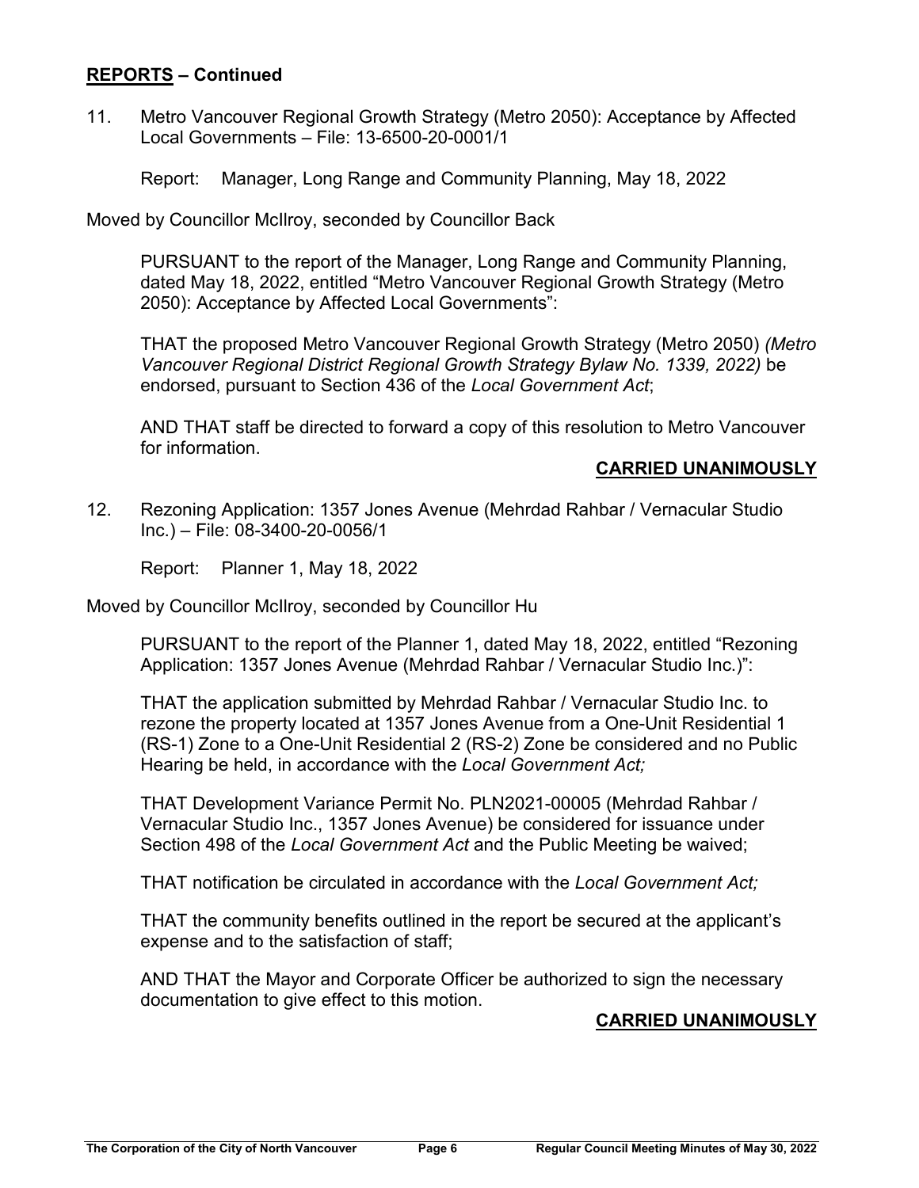## **REPORTS – Continued**

11. Metro Vancouver Regional Growth Strategy (Metro 2050): Acceptance by Affected Local Governments – File: 13-6500-20-0001/1

    Report: Manager, Long Range and Community Planning, May 18, 2022

Moved by Councillor McIlroy, seconded by Councillor Back

> PURSUANT to the report of the Manager, Long Range and Community Planning, dated May 18, 2022, entitled "Metro Vancouver Regional Growth Strategy (Metro 2050): Acceptance by Affected Local Governments":
>
> THAT the proposed Metro Vancouver Regional Growth Strategy (Metro 2050) *(Metro Vancouver Regional District Regional Growth Strategy Bylaw No. 1339, 2022)* be endorsed, pursuant to Section 436 of the *Local Government Act*;
>
> AND THAT staff be directed to forward a copy of this resolution to Metro Vancouver for information.

**CARRIED UNANIMOUSLY**

12. Rezoning Application: 1357 Jones Avenue (Mehrdad Rahbar / Vernacular Studio Inc.) – File: 08-3400-20-0056/1

    Report: Planner 1, May 18, 2022

Moved by Councillor McIlroy, seconded by Councillor Hu

> PURSUANT to the report of the Planner 1, dated May 18, 2022, entitled "Rezoning Application: 1357 Jones Avenue (Mehrdad Rahbar / Vernacular Studio Inc.)":
>
> THAT the application submitted by Mehrdad Rahbar / Vernacular Studio Inc. to rezone the property located at 1357 Jones Avenue from a One-Unit Residential 1 (RS-1) Zone to a One-Unit Residential 2 (RS-2) Zone be considered and no Public Hearing be held, in accordance with the *Local Government Act;*
>
> THAT Development Variance Permit No. PLN2021-00005 (Mehrdad Rahbar / Vernacular Studio Inc., 1357 Jones Avenue) be considered for issuance under Section 498 of the *Local Government Act* and the Public Meeting be waived;
>
> THAT notification be circulated in accordance with the *Local Government Act;*
>
> THAT the community benefits outlined in the report be secured at the applicant's expense and to the satisfaction of staff;
>
> AND THAT the Mayor and Corporate Officer be authorized to sign the necessary documentation to give effect to this motion.

**CARRIED UNANIMOUSLY**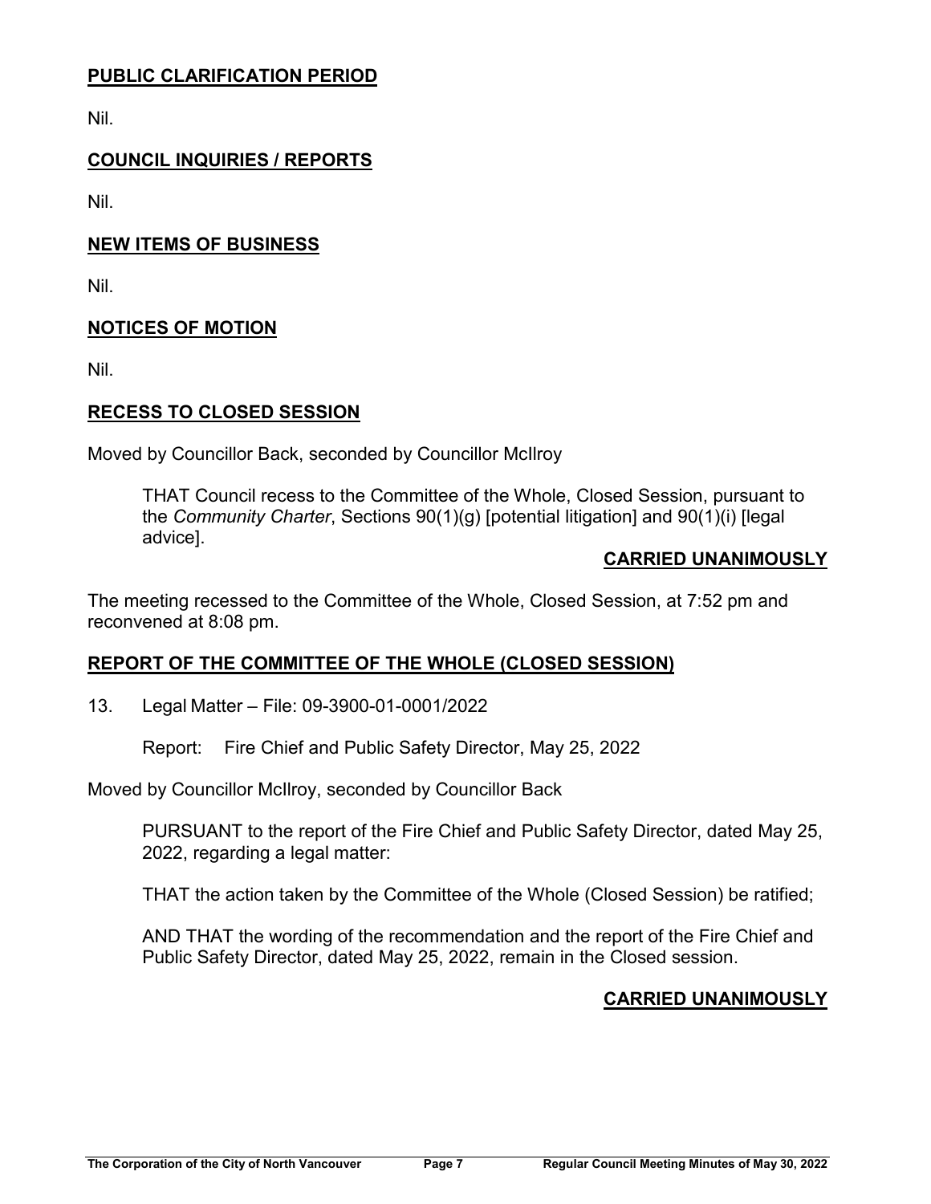## PUBLIC CLARIFICATION PERIOD

Nil.

## COUNCIL INQUIRIES / REPORTS

Nil.

## NEW ITEMS OF BUSINESS

Nil.

## NOTICES OF MOTION

Nil.

## RECESS TO CLOSED SESSION

Moved by Councillor Back, seconded by Councillor McIlroy

> THAT Council recess to the Committee of the Whole, Closed Session, pursuant to the *Community Charter*, Sections 90(1)(g) [potential litigation] and 90(1)(i) [legal advice].

**CARRIED UNANIMOUSLY**

The meeting recessed to the Committee of the Whole, Closed Session, at 7:52 pm and reconvened at 8:08 pm.

## REPORT OF THE COMMITTEE OF THE WHOLE (CLOSED SESSION)

13. Legal Matter – File: 09-3900-01-0001/2022

    Report: Fire Chief and Public Safety Director, May 25, 2022

Moved by Councillor McIlroy, seconded by Councillor Back

> PURSUANT to the report of the Fire Chief and Public Safety Director, dated May 25, 2022, regarding a legal matter:
>
> THAT the action taken by the Committee of the Whole (Closed Session) be ratified;
>
> AND THAT the wording of the recommendation and the report of the Fire Chief and Public Safety Director, dated May 25, 2022, remain in the Closed session.

**CARRIED UNANIMOUSLY**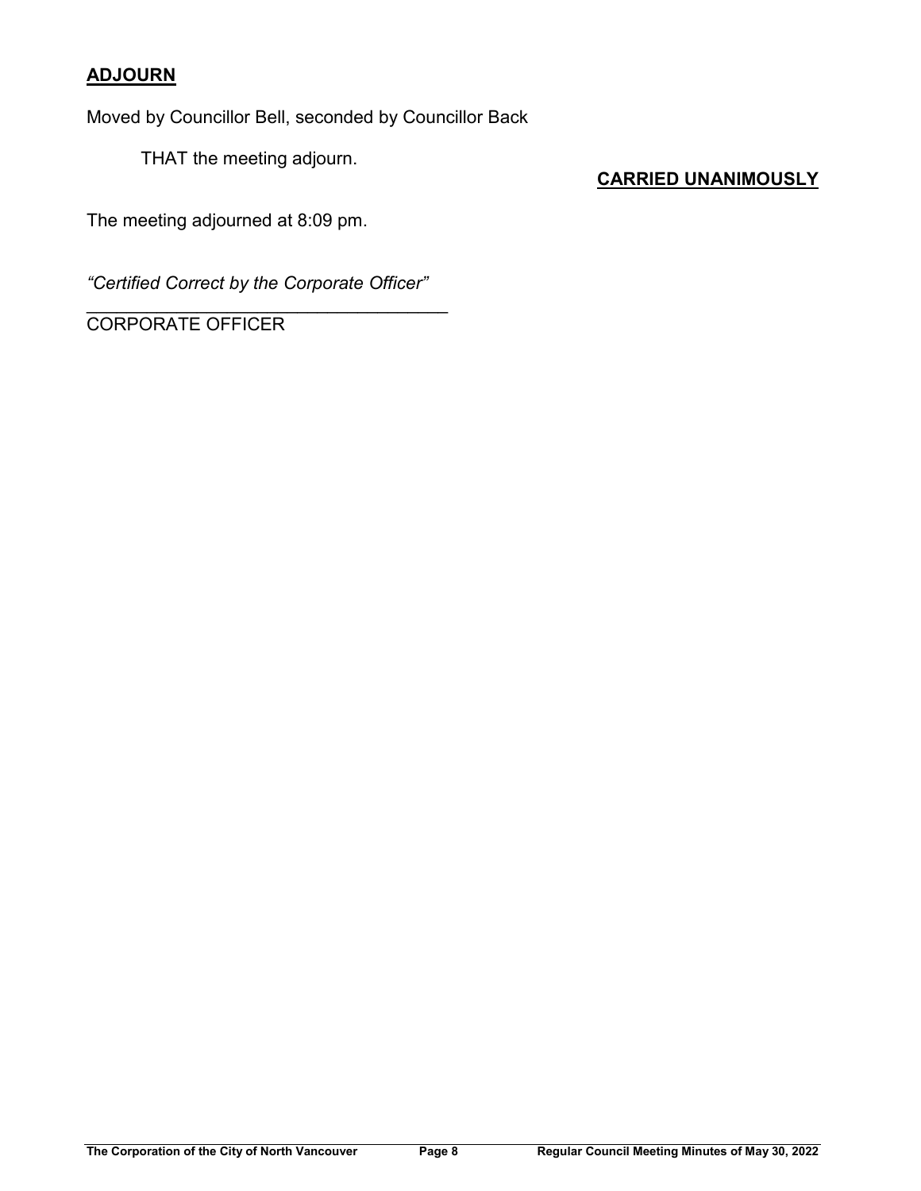**ADJOURN**

Moved by Councillor Bell, seconded by Councillor Back

THAT the meeting adjourn.

**CARRIED UNANIMOUSLY**

The meeting adjourned at 8:09 pm.

*"Certified Correct by the Corporate Officer"*

_____________________________________

CORPORATE OFFICER